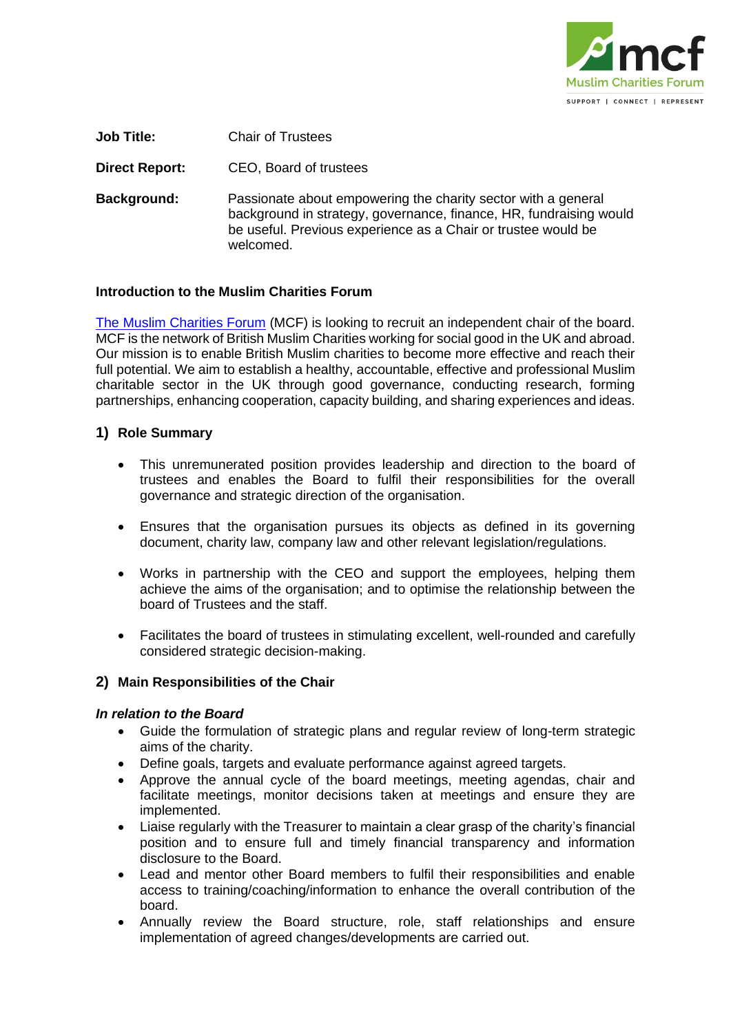**Job Title:** Chair of Trustees

**Direct Report:** CEO, Board of trustees

**Background:** Passionate about empowering the charity sector with a general background in strategy, governance, finance, HR, fundraising would be useful. Previous experience as a Chair or trustee would be welcomed.

**Introduction to the Muslim Charities Forum**

[The Muslim Charities Forum](#) (MCF) is looking to recruit an independent chair of the board. MCF is the network of British Muslim Charities working for social good in the UK and abroad. Our mission is to enable British Muslim charities to become more effective and reach their full potential. We aim to establish a healthy, accountable, effective and professional Muslim charitable sector in the UK through good governance, conducting research, forming partnerships, enhancing cooperation, capacity building, and sharing experiences and ideas.

## 1) Role Summary

- This unremunerated position provides leadership and direction to the board of trustees and enables the Board to fulfil their responsibilities for the overall governance and strategic direction of the organisation.
- Ensures that the organisation pursues its objects as defined in its governing document, charity law, company law and other relevant legislation/regulations.
- Works in partnership with the CEO and support the employees, helping them achieve the aims of the organisation; and to optimise the relationship between the board of Trustees and the staff.
- Facilitates the board of trustees in stimulating excellent, well-rounded and carefully considered strategic decision-making.

## 2) Main Responsibilities of the Chair

***In relation to the Board***

- Guide the formulation of strategic plans and regular review of long-term strategic aims of the charity.
- Define goals, targets and evaluate performance against agreed targets.
- Approve the annual cycle of the board meetings, meeting agendas, chair and facilitate meetings, monitor decisions taken at meetings and ensure they are implemented.
- Liaise regularly with the Treasurer to maintain a clear grasp of the charity's financial position and to ensure full and timely financial transparency and information disclosure to the Board.
- Lead and mentor other Board members to fulfil their responsibilities and enable access to training/coaching/information to enhance the overall contribution of the board.
- Annually review the Board structure, role, staff relationships and ensure implementation of agreed changes/developments are carried out.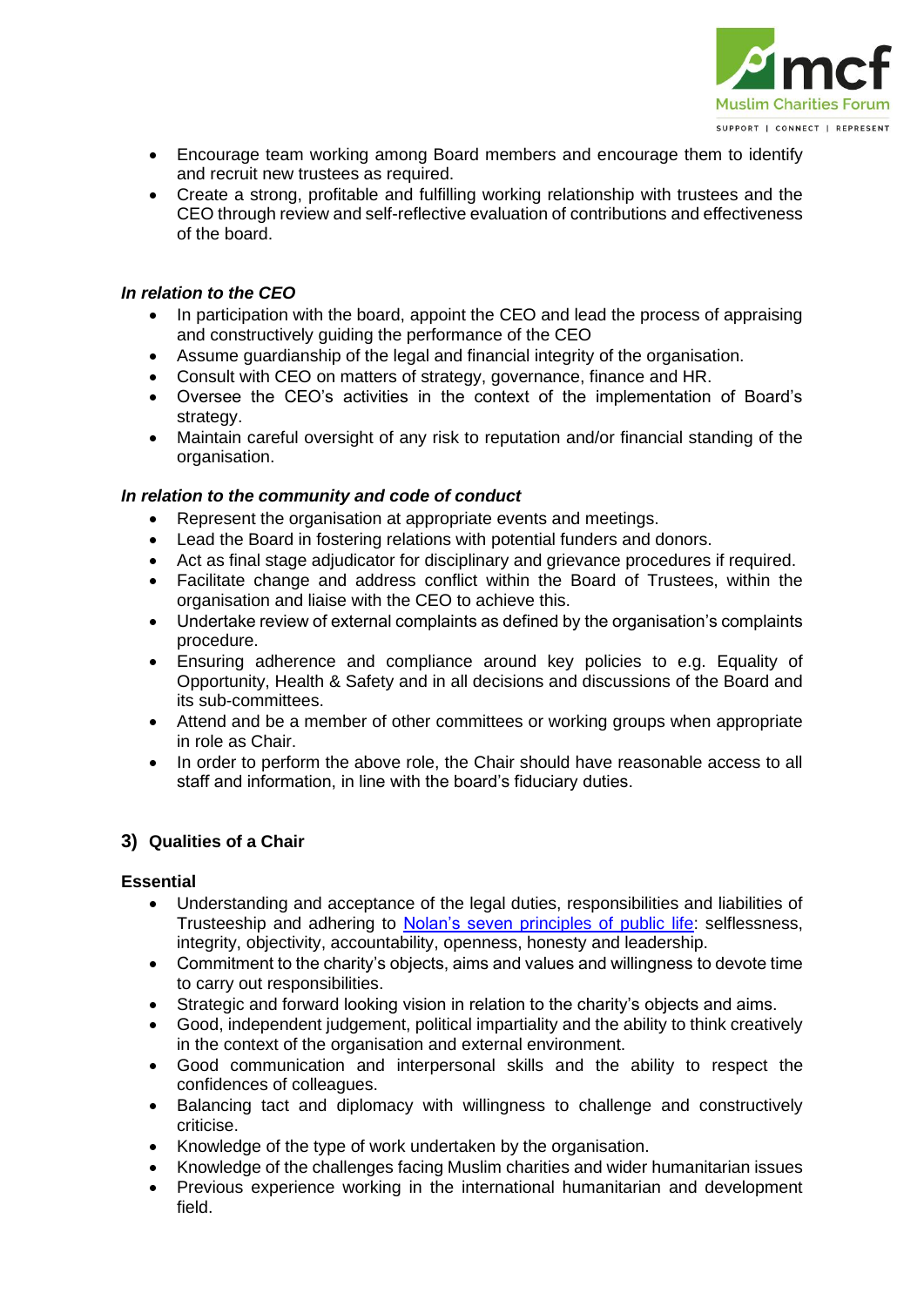- Encourage team working among Board members and encourage them to identify and recruit new trustees as required.
- Create a strong, profitable and fulfilling working relationship with trustees and the CEO through review and self-reflective evaluation of contributions and effectiveness of the board.

***In relation to the CEO***

- In participation with the board, appoint the CEO and lead the process of appraising and constructively guiding the performance of the CEO
- Assume guardianship of the legal and financial integrity of the organisation.
- Consult with CEO on matters of strategy, governance, finance and HR.
- Oversee the CEO's activities in the context of the implementation of Board's strategy.
- Maintain careful oversight of any risk to reputation and/or financial standing of the organisation.

***In relation to the community and code of conduct***

- Represent the organisation at appropriate events and meetings.
- Lead the Board in fostering relations with potential funders and donors.
- Act as final stage adjudicator for disciplinary and grievance procedures if required.
- Facilitate change and address conflict within the Board of Trustees, within the organisation and liaise with the CEO to achieve this.
- Undertake review of external complaints as defined by the organisation's complaints procedure.
- Ensuring adherence and compliance around key policies to e.g. Equality of Opportunity, Health & Safety and in all decisions and discussions of the Board and its sub-committees.
- Attend and be a member of other committees or working groups when appropriate in role as Chair.
- In order to perform the above role, the Chair should have reasonable access to all staff and information, in line with the board's fiduciary duties.

## 3) Qualities of a Chair

**Essential**

- Understanding and acceptance of the legal duties, responsibilities and liabilities of Trusteeship and adhering to Nolan's seven principles of public life: selflessness, integrity, objectivity, accountability, openness, honesty and leadership.
- Commitment to the charity's objects, aims and values and willingness to devote time to carry out responsibilities.
- Strategic and forward looking vision in relation to the charity's objects and aims.
- Good, independent judgement, political impartiality and the ability to think creatively in the context of the organisation and external environment.
- Good communication and interpersonal skills and the ability to respect the confidences of colleagues.
- Balancing tact and diplomacy with willingness to challenge and constructively criticise.
- Knowledge of the type of work undertaken by the organisation.
- Knowledge of the challenges facing Muslim charities and wider humanitarian issues
- Previous experience working in the international humanitarian and development field.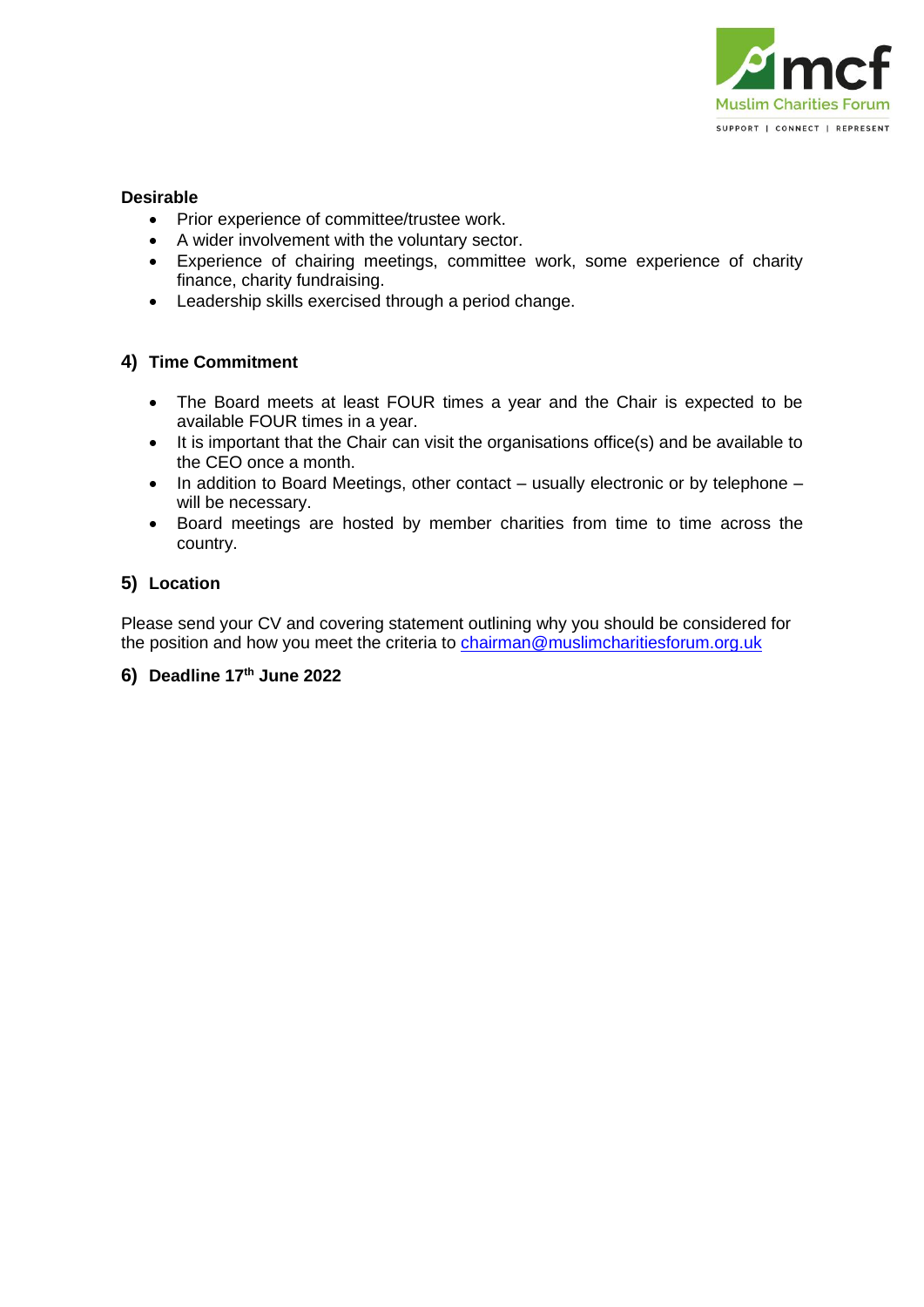**Desirable**

- Prior experience of committee/trustee work.
- A wider involvement with the voluntary sector.
- Experience of chairing meetings, committee work, some experience of charity finance, charity fundraising.
- Leadership skills exercised through a period change.

## 4) Time Commitment

- The Board meets at least FOUR times a year and the Chair is expected to be available FOUR times in a year.
- It is important that the Chair can visit the organisations office(s) and be available to the CEO once a month.
- In addition to Board Meetings, other contact – usually electronic or by telephone – will be necessary.
- Board meetings are hosted by member charities from time to time across the country.

## 5) Location

Please send your CV and covering statement outlining why you should be considered for the position and how you meet the criteria to chairman@muslimcharitiesforum.org.uk

## 6) Deadline 17th June 2022